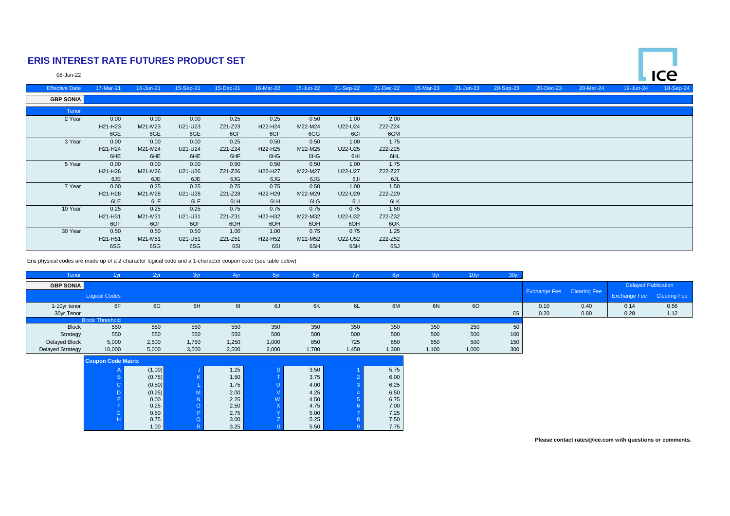# ERIS INTEREST RATE FUTURES PRODUCT SET

08-Jun-22

| Effective Date | 17-Mar-21 | 16-Jun-21 | 15-Sep-21 | 15-Dec-21 | 16-Mar-22 | 15-Jun-22 | 21-Sep-22 | 21-Dec-22 | 15-Mar-23 | 21-Jun-23 | 20-Sep-23 | 20-Dec-23 | 20-Mar-24 | 19-Jun-24 | 18-Sep-24 |
|---|---|---|---|---|---|---|---|---|---|---|---|---|---|---|---|
| **GBP SONIA** | | | | | | | | | | | | | | | |
| Tenor | | | | | | | | | | | | | | | |
| 2 Year | 0.00 | 0.00 | 0.00 | 0.25 | 0.25 | 0.50 | 1.00 | 2.00 | | | | | | | |
| | H21-H23 | M21-M23 | U21-U23 | Z21-Z23 | H22-H24 | M22-M24 | U22-U24 | Z22-Z24 | | | | | | | |
| | 6GE | 6GE | 6GE | 6GF | 6GF | 6GG | 6GI | 6GM | | | | | | | |
| 3 Year | 0.00 | 0.00 | 0.00 | 0.25 | 0.50 | 0.50 | 1.00 | 1.75 | | | | | | | |
| | H21-H24 | M21-M24 | U21-U24 | Z21-Z24 | H22-H25 | M22-M25 | U22-U25 | Z22-Z25 | | | | | | | |
| | 6HE | 6HE | 6HE | 6HF | 6HG | 6HG | 6HI | 6HL | | | | | | | |
| 5 Year | 0.00 | 0.00 | 0.00 | 0.50 | 0.50 | 0.50 | 1.00 | 1.75 | | | | | | | |
| | H21-H26 | M21-M26 | U21-U26 | Z21-Z26 | H22-H27 | M22-M27 | U22-U27 | Z22-Z27 | | | | | | | |
| | 6JE | 6JE | 6JE | 6JG | 6JG | 6JG | 6JI | 6JL | | | | | | | |
| 7 Year | 0.00 | 0.25 | 0.25 | 0.75 | 0.75 | 0.50 | 1.00 | 1.50 | | | | | | | |
| | H21-H28 | M21-M28 | U21-U28 | Z21-Z28 | H22-H29 | M22-M29 | U22-U29 | Z22-Z29 | | | | | | | |
| | 6LE | 6LF | 6LF | 6LH | 6LH | 6LG | 6LI | 6LK | | | | | | | |
| 10 Year | 0.25 | 0.25 | 0.25 | 0.75 | 0.75 | 0.75 | 0.75 | 1.50 | | | | | | | |
| | H21-H31 | M21-M31 | U21-U31 | Z21-Z31 | H22-H32 | M22-M32 | U22-U32 | Z22-Z32 | | | | | | | |
| | 6OF | 6OF | 6OF | 6OH | 6OH | 6OH | 6OH | 6OK | | | | | | | |
| 30 Year | 0.50 | 0.50 | 0.50 | 1.00 | 1.00 | 0.75 | 0.75 | 1.25 | | | | | | | |
| | H21-H51 | M21-M51 | U21-U51 | Z21-Z51 | H22-H52 | M22-M52 | U22-U52 | Z22-Z52 | | | | | | | |
| | 6SG | 6SG | 6SG | 6SI | 6SI | 6SH | 6SH | 6SJ | | | | | | | |

Eris physical codes are made up of a 2-character logical code and a 1-character coupon code (see table below)

| Tenor | 1yr | 2yr | 3yr | 4yr | 5yr | 6yr | 7yr | 8yr | 9yr | 10yr | 30yr | Exchange Fee | Clearing Fee | Delayed Publication | |
|---|---|---|---|---|---|---|---|---|---|---|---|---|---|---|---|
| **GBP SONIA** | | | | | | | | | | | | | | Exchange Fee | Clearing Fee |
| | Logical Codes | | | | | | | | | | | | | | |
| 1-10yr tenor | 6F | 6G | 6H | 6I | 6J | 6K | 6L | 6M | 6N | 6O | | 0.10 | 0.40 | 0.14 | 0.56 |
| 30yr Tenor | | | | | | | | | | | 6S | 0.20 | 0.80 | 0.28 | 1.12 |
| | Block Threshold | | | | | | | | | | | | | | |
| Block | 550 | 550 | 550 | 550 | 350 | 350 | 350 | 350 | 350 | 250 | 50 | | | | |
| Strategy | 550 | 550 | 550 | 550 | 500 | 500 | 500 | 500 | 500 | 500 | 100 | | | | |
| Delayed Block | 5,000 | 2,500 | 1,750 | 1,250 | 1,000 | 850 | 725 | 650 | 550 | 500 | 150 | | | | |
| Delayed Strategy | 10,000 | 5,000 | 3,500 | 2,500 | 2,000 | 1,700 | 1,450 | 1,300 | 1,100 | 1,000 | 300 | | | | |

**Coupon Code Matrix**

| Code | Coupon | Code | Coupon | Code | Coupon | Code | Coupon |
|---|---|---|---|---|---|---|---|
| A | (1.00) | J | 1.25 | S | 3.50 | 1 | 5.75 |
| B | (0.75) | K | 1.50 | T | 3.75 | 2 | 6.00 |
| C | (0.50) | L | 1.75 | U | 4.00 | 3 | 6.25 |
| D | (0.25) | M | 2.00 | V | 4.25 | 4 | 6.50 |
| E | 0.00 | N | 2.25 | W | 4.50 | 5 | 6.75 |
| F | 0.25 | O | 2.50 | X | 4.75 | 6 | 7.00 |
| G | 0.50 | P | 2.75 | Y | 5.00 | 7 | 7.25 |
| H | 0.75 | Q | 3.00 | Z | 5.25 | 8 | 7.50 |
| I | 1.00 | R | 3.25 | 0 | 5.50 | 9 | 7.75 |

**Please contact rates@ice.com with questions or comments.**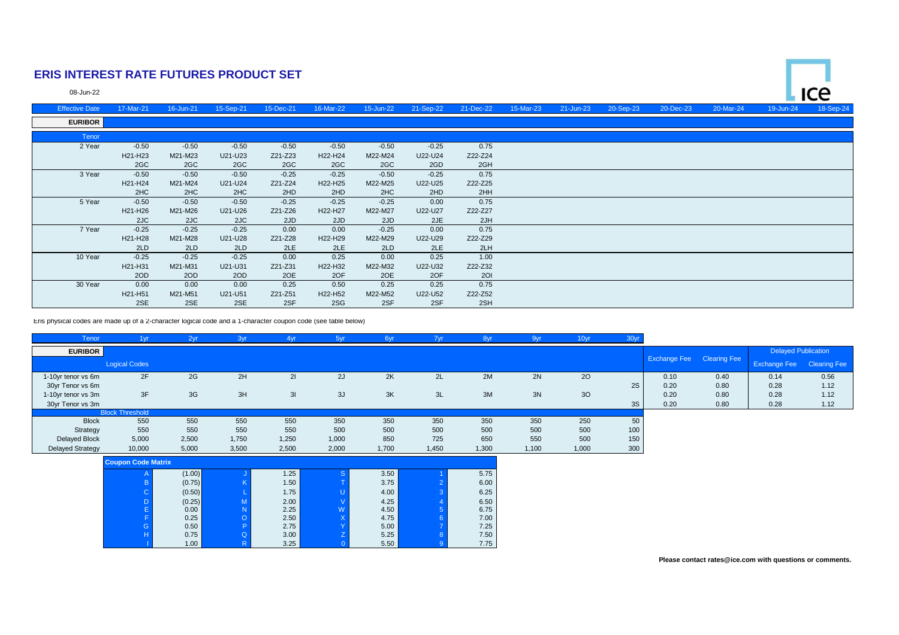# ERIS INTEREST RATE FUTURES PRODUCT SET

08-Jun-22

| Effective Date | 17-Mar-21 | 16-Jun-21 | 15-Sep-21 | 15-Dec-21 | 16-Mar-22 | 15-Jun-22 | 21-Sep-22 | 21-Dec-22 | 15-Mar-23 | 21-Jun-23 | 20-Sep-23 | 20-Dec-23 | 20-Mar-24 | 19-Jun-24 | 18-Sep-24 |
|---|---|---|---|---|---|---|---|---|---|---|---|---|---|---|---|
| **EURIBOR** | | | | | | | | | | | | | | | |
| Tenor | | | | | | | | | | | | | | | |
| 2 Year | -0.50 | -0.50 | -0.50 | -0.50 | -0.50 | -0.50 | -0.25 | 0.75 | | | | | | | |
| | H21-H23 | M21-M23 | U21-U23 | Z21-Z23 | H22-H24 | M22-M24 | U22-U24 | Z22-Z24 | | | | | | | |
| | 2GC | 2GC | 2GC | 2GC | 2GC | 2GC | 2GD | 2GH | | | | | | | |
| 3 Year | -0.50 | -0.50 | -0.50 | -0.25 | -0.25 | -0.50 | -0.25 | 0.75 | | | | | | | |
| | H21-H24 | M21-M24 | U21-U24 | Z21-Z24 | H22-H25 | M22-M25 | U22-U25 | Z22-Z25 | | | | | | | |
| | 2HC | 2HC | 2HC | 2HD | 2HD | 2HC | 2HD | 2HH | | | | | | | |
| 5 Year | -0.50 | -0.50 | -0.50 | -0.25 | -0.25 | -0.25 | 0.00 | 0.75 | | | | | | | |
| | H21-H26 | M21-M26 | U21-U26 | Z21-Z26 | H22-H27 | M22-M27 | U22-U27 | Z22-Z27 | | | | | | | |
| | 2JC | 2JC | 2JC | 2JD | 2JD | 2JD | 2JE | 2JH | | | | | | | |
| 7 Year | -0.25 | -0.25 | -0.25 | 0.00 | 0.00 | -0.25 | 0.00 | 0.75 | | | | | | | |
| | H21-H28 | M21-M28 | U21-U28 | Z21-Z28 | H22-H29 | M22-M29 | U22-U29 | Z22-Z29 | | | | | | | |
| | 2LD | 2LD | 2LD | 2LE | 2LE | 2LD | 2LE | 2LH | | | | | | | |
| 10 Year | -0.25 | -0.25 | -0.25 | 0.00 | 0.25 | 0.00 | 0.25 | 1.00 | | | | | | | |
| | H21-H31 | M21-M31 | U21-U31 | Z21-Z31 | H22-H32 | M22-M32 | U22-U32 | Z22-Z32 | | | | | | | |
| | 2OD | 2OD | 2OD | 2OE | 2OF | 2OE | 2OF | 2OI | | | | | | | |
| 30 Year | 0.00 | 0.00 | 0.00 | 0.25 | 0.50 | 0.25 | 0.25 | 0.75 | | | | | | | |
| | H21-H51 | M21-M51 | U21-U51 | Z21-Z51 | H22-H52 | M22-M52 | U22-U52 | Z22-Z52 | | | | | | | |
| | 2SE | 2SE | 2SE | 2SF | 2SG | 2SF | 2SF | 2SH | | | | | | | |

Eris physical codes are made up of a 2-character logical code and a 1-character coupon code (see table below)

| Tenor | 1yr | 2yr | 3yr | 4yr | 5yr | 6yr | 7yr | 8yr | 9yr | 10yr | 30yr | Exchange Fee | Clearing Fee | Delayed Publication Exchange Fee | Delayed Publication Clearing Fee |
|---|---|---|---|---|---|---|---|---|---|---|---|---|---|---|---|
| **EURIBOR** | | | | | | | | | | | | | | | |
| | Logical Codes | | | | | | | | | | | | | | |
| 1-10yr tenor vs 6m | 2F | 2G | 2H | 2I | 2J | 2K | 2L | 2M | 2N | 2O | | 0.10 | 0.40 | 0.14 | 0.56 |
| 30yr Tenor vs 6m | | | | | | | | | | | 2S | 0.20 | 0.80 | 0.28 | 1.12 |
| 1-10yr tenor vs 3m | 3F | 3G | 3H | 3I | 3J | 3K | 3L | 3M | 3N | 3O | | 0.20 | 0.80 | 0.28 | 1.12 |
| 30yr Tenor vs 3m | | | | | | | | | | | 3S | 0.20 | 0.80 | 0.28 | 1.12 |
| | Block Threshold | | | | | | | | | | | | | | |
| Block | 550 | 550 | 550 | 550 | 350 | 350 | 350 | 350 | 350 | 250 | 50 | | | | |
| Strategy | 550 | 550 | 550 | 550 | 500 | 500 | 500 | 500 | 500 | 500 | 100 | | | | |
| Delayed Block | 5,000 | 2,500 | 1,750 | 1,250 | 1,000 | 850 | 725 | 650 | 550 | 500 | 150 | | | | |
| Delayed Strategy | 10,000 | 5,000 | 3,500 | 2,500 | 2,000 | 1,700 | 1,450 | 1,300 | 1,100 | 1,000 | 300 | | | | |

**Coupon Code Matrix**

| Code | Coupon | Code | Coupon | Code | Coupon | Code | Coupon |
|---|---|---|---|---|---|---|---|
| A | (1.00) | J | 1.25 | S | 3.50 | 1 | 5.75 |
| B | (0.75) | K | 1.50 | T | 3.75 | 2 | 6.00 |
| C | (0.50) | L | 1.75 | U | 4.00 | 3 | 6.25 |
| D | (0.25) | M | 2.00 | V | 4.25 | 4 | 6.50 |
| E | 0.00 | N | 2.25 | W | 4.50 | 5 | 6.75 |
| F | 0.25 | O | 2.50 | X | 4.75 | 6 | 7.00 |
| G | 0.50 | P | 2.75 | Y | 5.00 | 7 | 7.25 |
| H | 0.75 | Q | 3.00 | Z | 5.25 | 8 | 7.50 |
| I | 1.00 | R | 3.25 | 0 | 5.50 | 9 | 7.75 |

**Please contact rates@ice.com with questions or comments.**